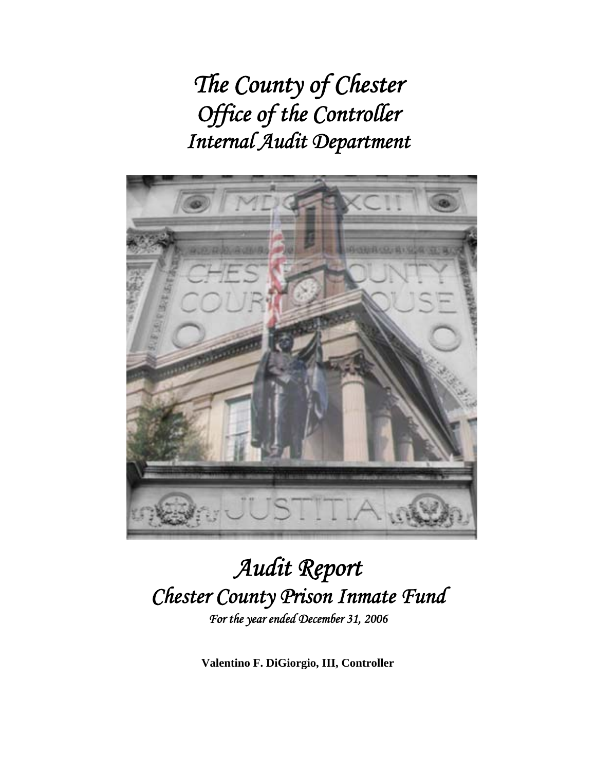# The County of Chester
# Office of the Controller
# Internal Audit Department

# Audit Report
## Chester County Prison Inmate Fund
*For the year ended December 31, 2006*

**Valentino F. DiGiorgio, III, Controller**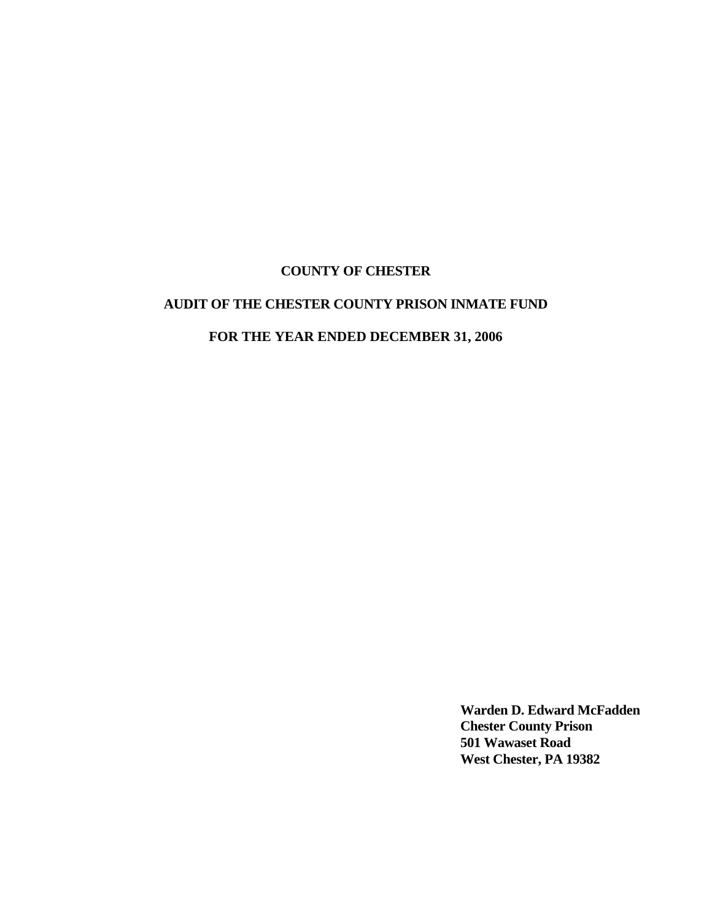**COUNTY OF CHESTER**

**AUDIT OF THE CHESTER COUNTY PRISON INMATE FUND**

**FOR THE YEAR ENDED DECEMBER 31, 2006**

**Warden D. Edward McFadden**
**Chester County Prison**
**501 Wawaset Road**
**West Chester, PA 19382**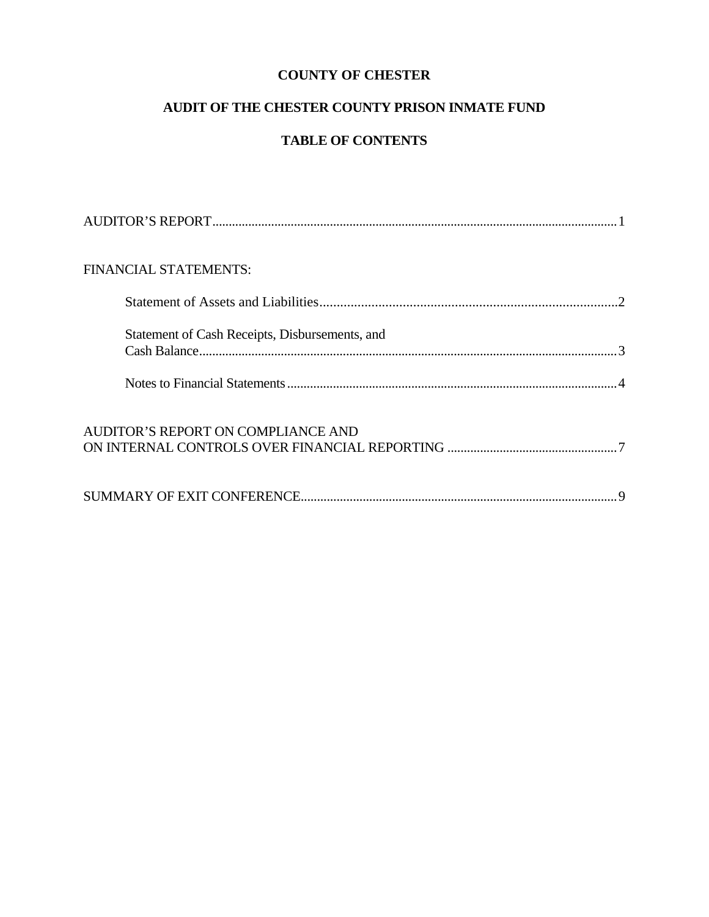# COUNTY OF CHESTER

## AUDIT OF THE CHESTER COUNTY PRISON INMATE FUND

## TABLE OF CONTENTS

AUDITOR'S REPORT.......................................................................................................................1

FINANCIAL STATEMENTS:

- Statement of Assets and Liabilities..........................................................................................2
- Statement of Cash Receipts, Disbursements, and Cash Balance...............................................................................................................3
- Notes to Financial Statements..................................................................................................4

AUDITOR'S REPORT ON COMPLIANCE AND ON INTERNAL CONTROLS OVER FINANCIAL REPORTING ...................................................7

SUMMARY OF EXIT CONFERENCE..............................................................................................9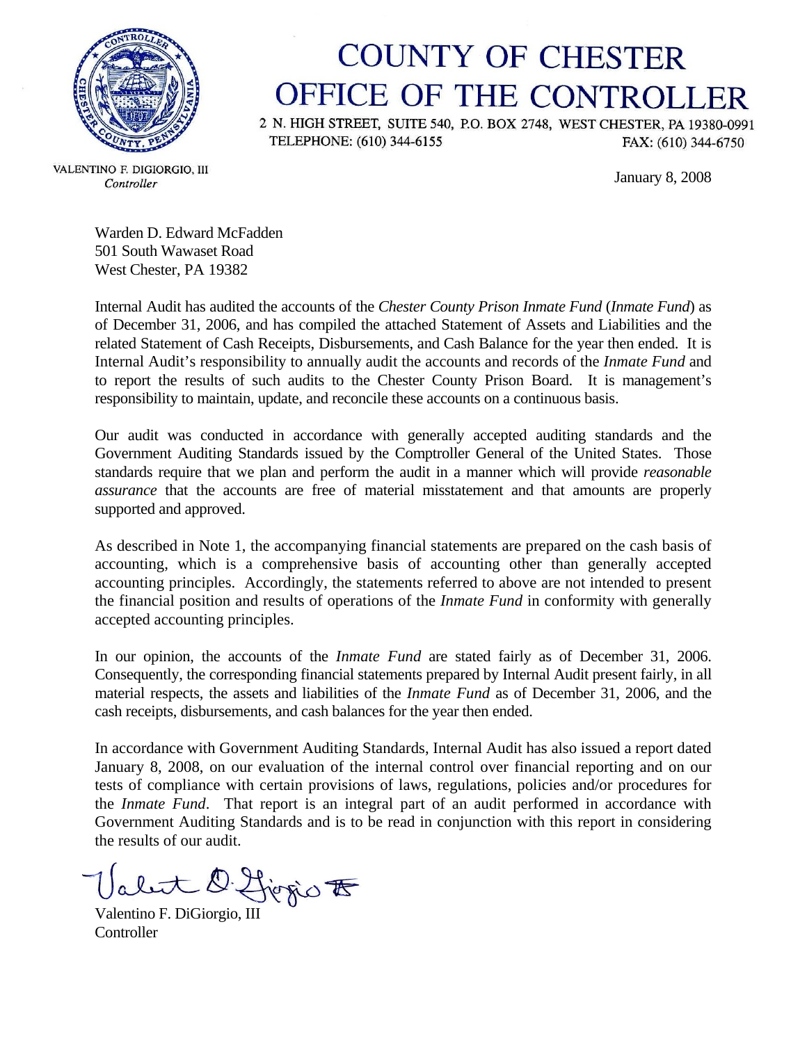# COUNTY OF CHESTER
# OFFICE OF THE CONTROLLER

2 N. HIGH STREET, SUITE 540, P.O. BOX 2748, WEST CHESTER, PA 19380-0991
TELEPHONE: (610) 344-6155 FAX: (610) 344-6750

VALENTINO F. DIGIORGIO, III
*Controller*

January 8, 2008

Warden D. Edward McFadden
501 South Wawaset Road
West Chester, PA 19382

Internal Audit has audited the accounts of the *Chester County Prison Inmate Fund* (*Inmate Fund*) as of December 31, 2006, and has compiled the attached Statement of Assets and Liabilities and the related Statement of Cash Receipts, Disbursements, and Cash Balance for the year then ended. It is Internal Audit's responsibility to annually audit the accounts and records of the *Inmate Fund* and to report the results of such audits to the Chester County Prison Board. It is management's responsibility to maintain, update, and reconcile these accounts on a continuous basis.

Our audit was conducted in accordance with generally accepted auditing standards and the Government Auditing Standards issued by the Comptroller General of the United States. Those standards require that we plan and perform the audit in a manner which will provide *reasonable assurance* that the accounts are free of material misstatement and that amounts are properly supported and approved.

As described in Note 1, the accompanying financial statements are prepared on the cash basis of accounting, which is a comprehensive basis of accounting other than generally accepted accounting principles. Accordingly, the statements referred to above are not intended to present the financial position and results of operations of the *Inmate Fund* in conformity with generally accepted accounting principles.

In our opinion, the accounts of the *Inmate Fund* are stated fairly as of December 31, 2006. Consequently, the corresponding financial statements prepared by Internal Audit present fairly, in all material respects, the assets and liabilities of the *Inmate Fund* as of December 31, 2006, and the cash receipts, disbursements, and cash balances for the year then ended.

In accordance with Government Auditing Standards, Internal Audit has also issued a report dated January 8, 2008, on our evaluation of the internal control over financial reporting and on our tests of compliance with certain provisions of laws, regulations, policies and/or procedures for the *Inmate Fund*. That report is an integral part of an audit performed in accordance with Government Auditing Standards and is to be read in conjunction with this report in considering the results of our audit.

Valentino F. DiGiorgio, III
Controller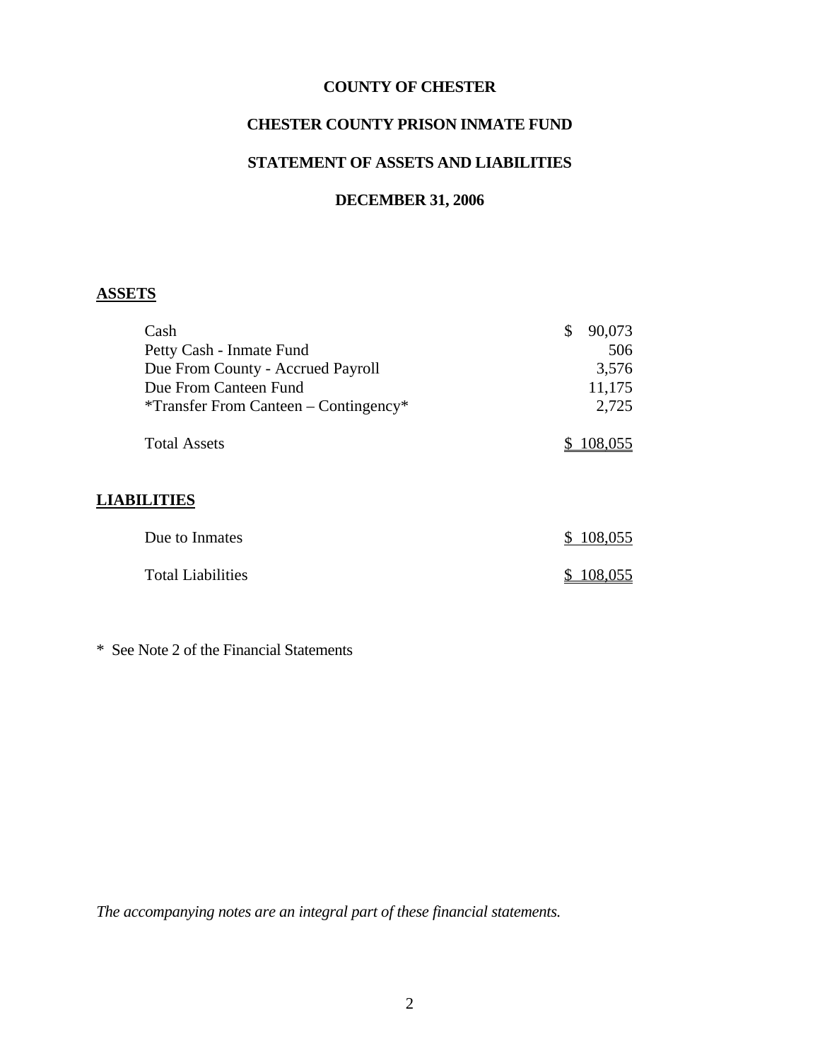**COUNTY OF CHESTER**

**CHESTER COUNTY PRISON INMATE FUND**

**STATEMENT OF ASSETS AND LIABILITIES**

**DECEMBER 31, 2006**

**ASSETS**

| | |
|---|---|
| Cash | $ 90,073 |
| Petty Cash - Inmate Fund | 506 |
| Due From County - Accrued Payroll | 3,576 |
| Due From Canteen Fund | 11,175 |
| *Transfer From Canteen – Contingency* | 2,725 |
| Total Assets | $ 108,055 |

**LIABILITIES**

| | |
|---|---|
| Due to Inmates | $ 108,055 |
| Total Liabilities | $ 108,055 |

\* See Note 2 of the Financial Statements

*The accompanying notes are an integral part of these financial statements.*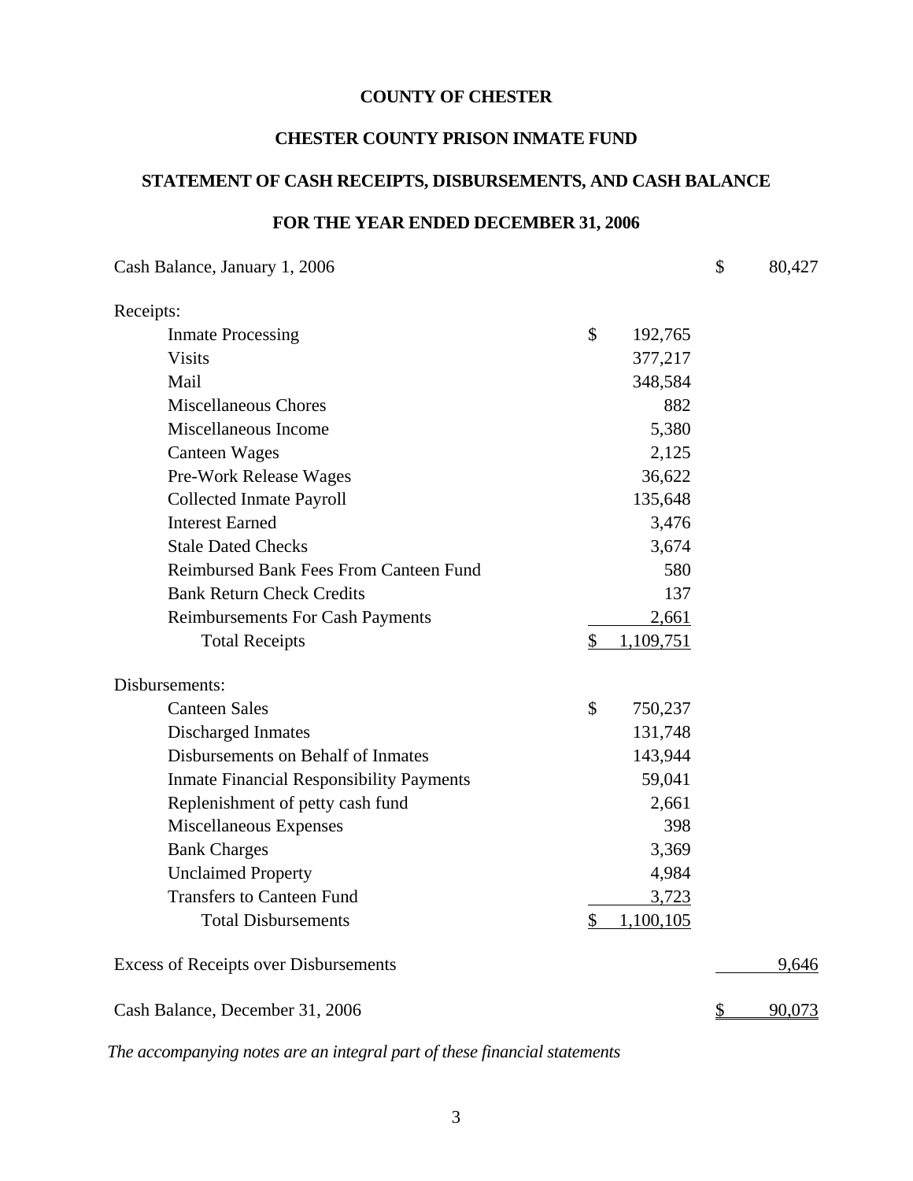# COUNTY OF CHESTER

## CHESTER COUNTY PRISON INMATE FUND

## STATEMENT OF CASH RECEIPTS, DISBURSEMENTS, AND CASH BALANCE

## FOR THE YEAR ENDED DECEMBER 31, 2006

| | | |
|---|---|---|
| Cash Balance, January 1, 2006 | | $ 80,427 |
| Receipts: | | |
| Inmate Processing | $ 192,765 | |
| Visits | 377,217 | |
| Mail | 348,584 | |
| Miscellaneous Chores | 882 | |
| Miscellaneous Income | 5,380 | |
| Canteen Wages | 2,125 | |
| Pre-Work Release Wages | 36,622 | |
| Collected Inmate Payroll | 135,648 | |
| Interest Earned | 3,476 | |
| Stale Dated Checks | 3,674 | |
| Reimbursed Bank Fees From Canteen Fund | 580 | |
| Bank Return Check Credits | 137 | |
| Reimbursements For Cash Payments | 2,661 | |
| Total Receipts | $ 1,109,751 | |
| Disbursements: | | |
| Canteen Sales | $ 750,237 | |
| Discharged Inmates | 131,748 | |
| Disbursements on Behalf of Inmates | 143,944 | |
| Inmate Financial Responsibility Payments | 59,041 | |
| Replenishment of petty cash fund | 2,661 | |
| Miscellaneous Expenses | 398 | |
| Bank Charges | 3,369 | |
| Unclaimed Property | 4,984 | |
| Transfers to Canteen Fund | 3,723 | |
| Total Disbursements | $ 1,100,105 | |
| Excess of Receipts over Disbursements | | 9,646 |
| Cash Balance, December 31, 2006 | | $ 90,073 |

*The accompanying notes are an integral part of these financial statements*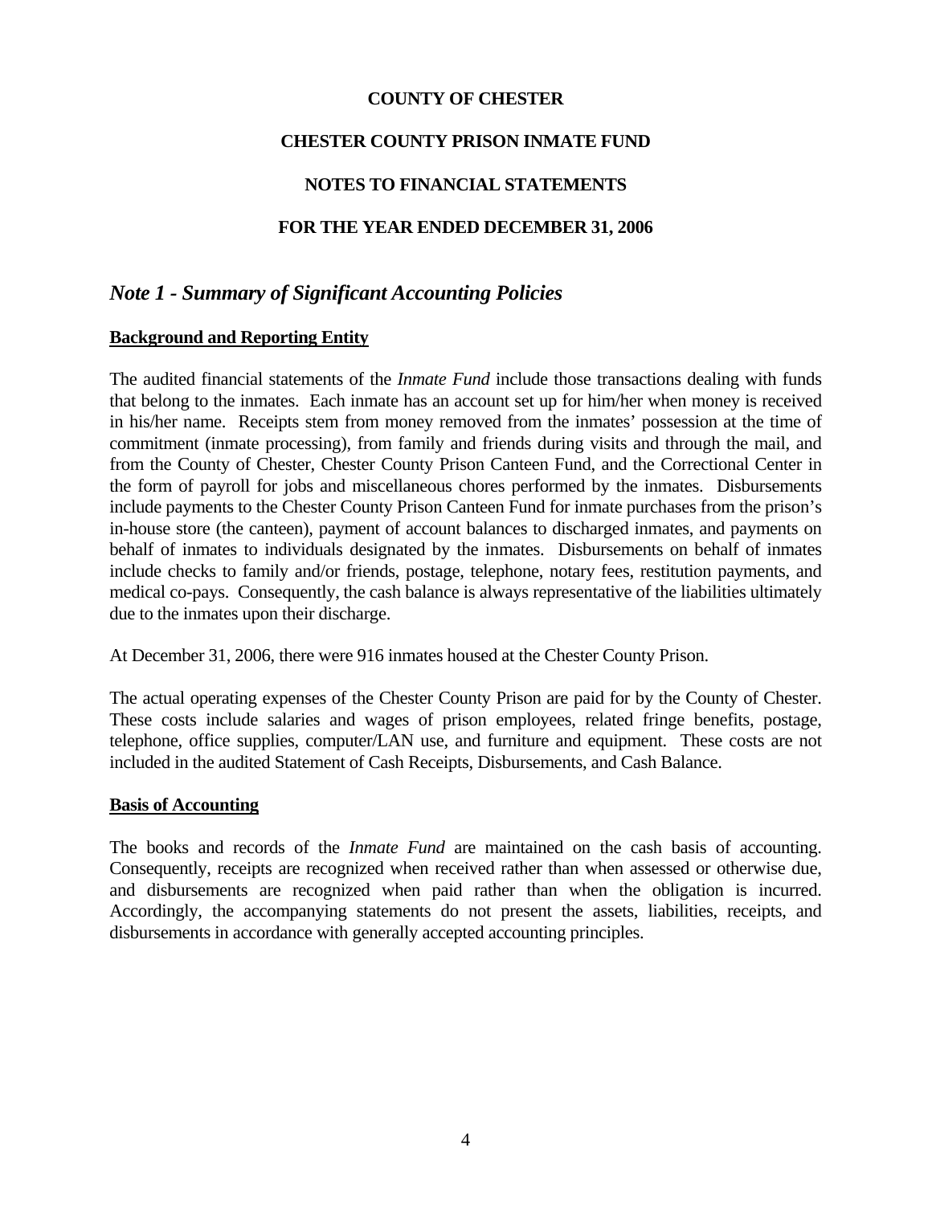# COUNTY OF CHESTER

## CHESTER COUNTY PRISON INMATE FUND

## NOTES TO FINANCIAL STATEMENTS

## FOR THE YEAR ENDED DECEMBER 31, 2006

## *Note 1 - Summary of Significant Accounting Policies*

### Background and Reporting Entity

The audited financial statements of the *Inmate Fund* include those transactions dealing with funds that belong to the inmates. Each inmate has an account set up for him/her when money is received in his/her name. Receipts stem from money removed from the inmates' possession at the time of commitment (inmate processing), from family and friends during visits and through the mail, and from the County of Chester, Chester County Prison Canteen Fund, and the Correctional Center in the form of payroll for jobs and miscellaneous chores performed by the inmates. Disbursements include payments to the Chester County Prison Canteen Fund for inmate purchases from the prison's in-house store (the canteen), payment of account balances to discharged inmates, and payments on behalf of inmates to individuals designated by the inmates. Disbursements on behalf of inmates include checks to family and/or friends, postage, telephone, notary fees, restitution payments, and medical co-pays. Consequently, the cash balance is always representative of the liabilities ultimately due to the inmates upon their discharge.

At December 31, 2006, there were 916 inmates housed at the Chester County Prison.

The actual operating expenses of the Chester County Prison are paid for by the County of Chester. These costs include salaries and wages of prison employees, related fringe benefits, postage, telephone, office supplies, computer/LAN use, and furniture and equipment. These costs are not included in the audited Statement of Cash Receipts, Disbursements, and Cash Balance.

### Basis of Accounting

The books and records of the *Inmate Fund* are maintained on the cash basis of accounting. Consequently, receipts are recognized when received rather than when assessed or otherwise due, and disbursements are recognized when paid rather than when the obligation is incurred. Accordingly, the accompanying statements do not present the assets, liabilities, receipts, and disbursements in accordance with generally accepted accounting principles.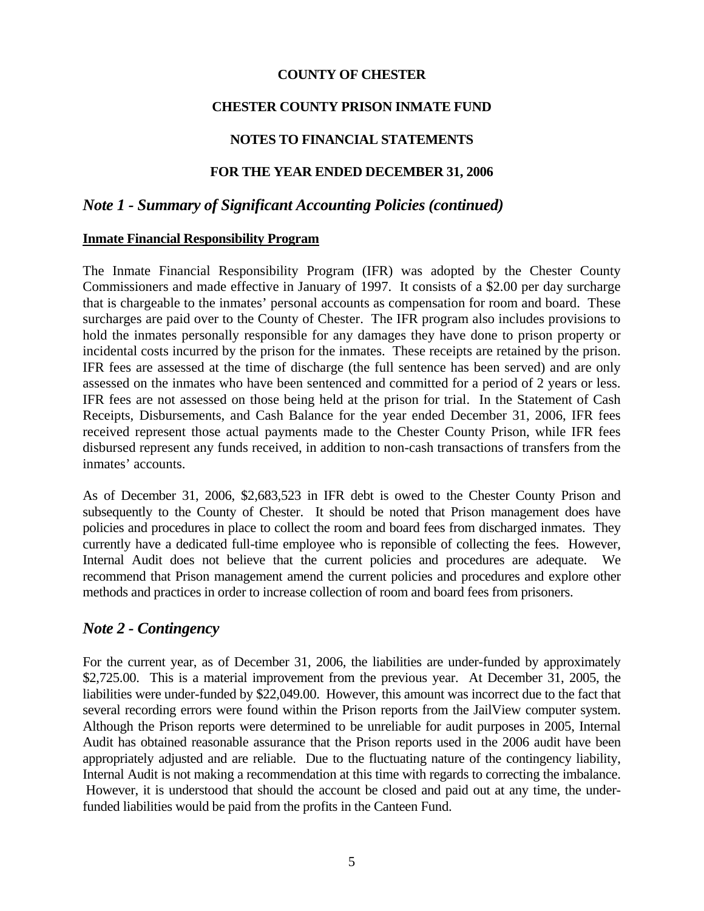**COUNTY OF CHESTER**

**CHESTER COUNTY PRISON INMATE FUND**

**NOTES TO FINANCIAL STATEMENTS**

**FOR THE YEAR ENDED DECEMBER 31, 2006**

## *Note 1 - Summary of Significant Accounting Policies (continued)*

**Inmate Financial Responsibility Program**

The Inmate Financial Responsibility Program (IFR) was adopted by the Chester County Commissioners and made effective in January of 1997. It consists of a $2.00 per day surcharge that is chargeable to the inmates' personal accounts as compensation for room and board. These surcharges are paid over to the County of Chester. The IFR program also includes provisions to hold the inmates personally responsible for any damages they have done to prison property or incidental costs incurred by the prison for the inmates. These receipts are retained by the prison. IFR fees are assessed at the time of discharge (the full sentence has been served) and are only assessed on the inmates who have been sentenced and committed for a period of 2 years or less. IFR fees are not assessed on those being held at the prison for trial. In the Statement of Cash Receipts, Disbursements, and Cash Balance for the year ended December 31, 2006, IFR fees received represent those actual payments made to the Chester County Prison, while IFR fees disbursed represent any funds received, in addition to non-cash transactions of transfers from the inmates' accounts.

As of December 31, 2006, $2,683,523 in IFR debt is owed to the Chester County Prison and subsequently to the County of Chester. It should be noted that Prison management does have policies and procedures in place to collect the room and board fees from discharged inmates. They currently have a dedicated full-time employee who is reponsible of collecting the fees. However, Internal Audit does not believe that the current policies and procedures are adequate. We recommend that Prison management amend the current policies and procedures and explore other methods and practices in order to increase collection of room and board fees from prisoners.

## *Note 2 - Contingency*

For the current year, as of December 31, 2006, the liabilities are under-funded by approximately $2,725.00. This is a material improvement from the previous year. At December 31, 2005, the liabilities were under-funded by $22,049.00. However, this amount was incorrect due to the fact that several recording errors were found within the Prison reports from the JailView computer system. Although the Prison reports were determined to be unreliable for audit purposes in 2005, Internal Audit has obtained reasonable assurance that the Prison reports used in the 2006 audit have been appropriately adjusted and are reliable. Due to the fluctuating nature of the contingency liability, Internal Audit is not making a recommendation at this time with regards to correcting the imbalance. However, it is understood that should the account be closed and paid out at any time, the under-funded liabilities would be paid from the profits in the Canteen Fund.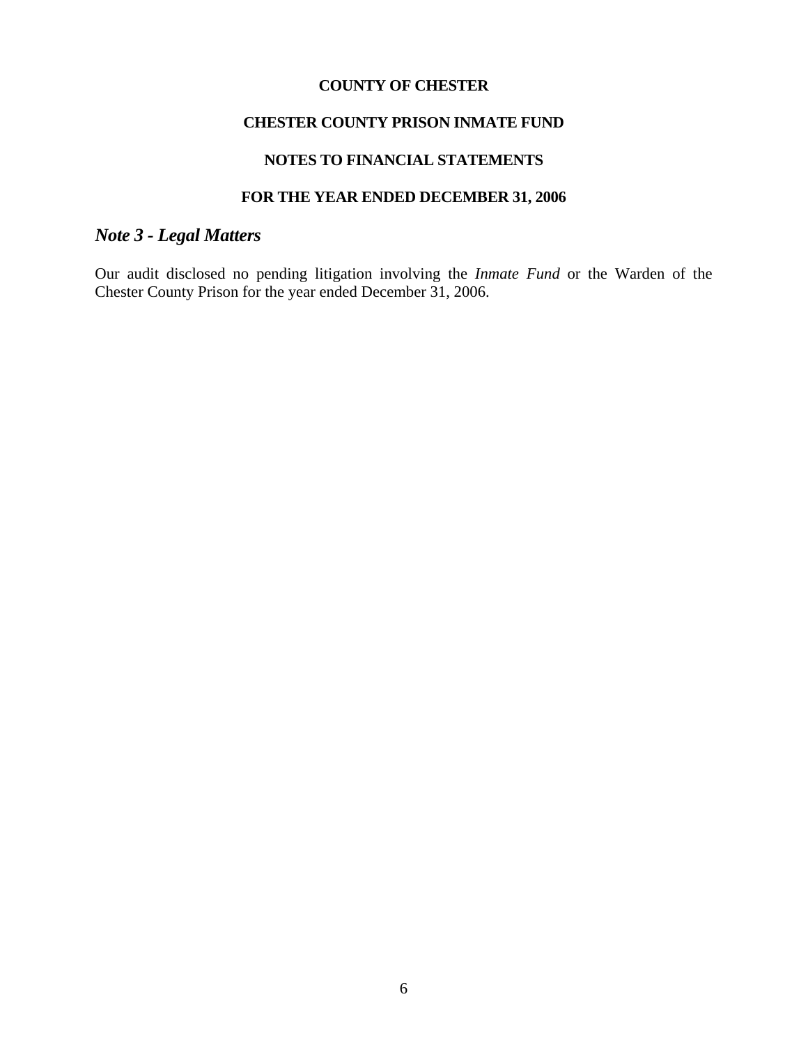**COUNTY OF CHESTER**

**CHESTER COUNTY PRISON INMATE FUND**

**NOTES TO FINANCIAL STATEMENTS**

**FOR THE YEAR ENDED DECEMBER 31, 2006**

## *Note 3 - Legal Matters*

Our audit disclosed no pending litigation involving the *Inmate Fund* or the Warden of the Chester County Prison for the year ended December 31, 2006.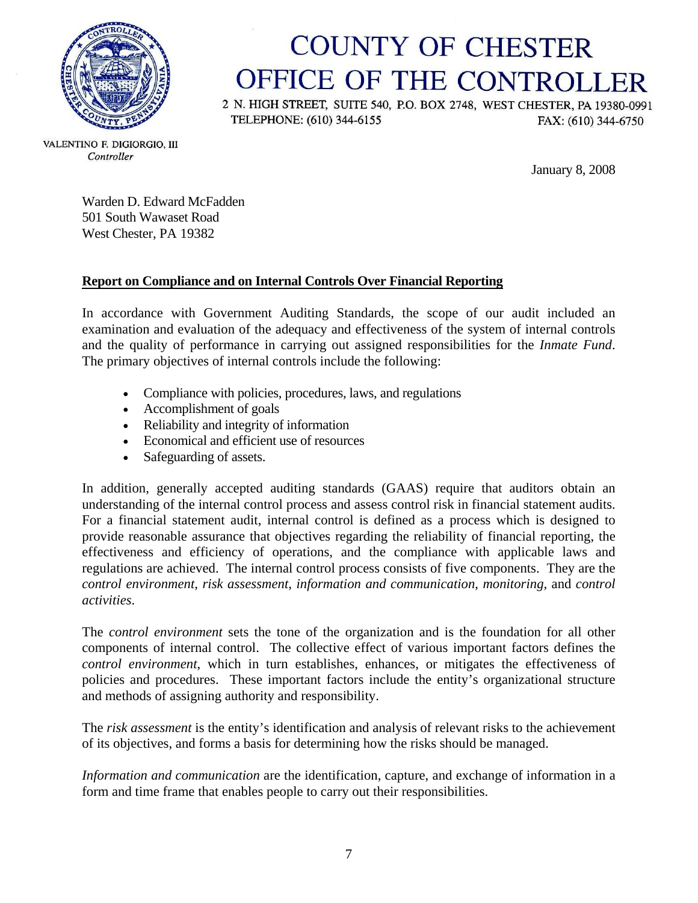# COUNTY OF CHESTER
# OFFICE OF THE CONTROLLER

2 N. HIGH STREET, SUITE 540, P.O. BOX 2748, WEST CHESTER, PA 19380-0991
TELEPHONE: (610) 344-6155 FAX: (610) 344-6750

VALENTINO F. DIGIORGIO, III
*Controller*

January 8, 2008

Warden D. Edward McFadden
501 South Wawaset Road
West Chester, PA 19382

**Report on Compliance and on Internal Controls Over Financial Reporting**

In accordance with Government Auditing Standards, the scope of our audit included an examination and evaluation of the adequacy and effectiveness of the system of internal controls and the quality of performance in carrying out assigned responsibilities for the *Inmate Fund*. The primary objectives of internal controls include the following:

- Compliance with policies, procedures, laws, and regulations
- Accomplishment of goals
- Reliability and integrity of information
- Economical and efficient use of resources
- Safeguarding of assets.

In addition, generally accepted auditing standards (GAAS) require that auditors obtain an understanding of the internal control process and assess control risk in financial statement audits. For a financial statement audit, internal control is defined as a process which is designed to provide reasonable assurance that objectives regarding the reliability of financial reporting, the effectiveness and efficiency of operations, and the compliance with applicable laws and regulations are achieved. The internal control process consists of five components. They are the *control environment*, *risk assessment*, *information and communication*, *monitoring*, and *control activities*.

The *control environment* sets the tone of the organization and is the foundation for all other components of internal control. The collective effect of various important factors defines the *control environment*, which in turn establishes, enhances, or mitigates the effectiveness of policies and procedures. These important factors include the entity's organizational structure and methods of assigning authority and responsibility.

The *risk assessment* is the entity's identification and analysis of relevant risks to the achievement of its objectives, and forms a basis for determining how the risks should be managed.

*Information and communication* are the identification, capture, and exchange of information in a form and time frame that enables people to carry out their responsibilities.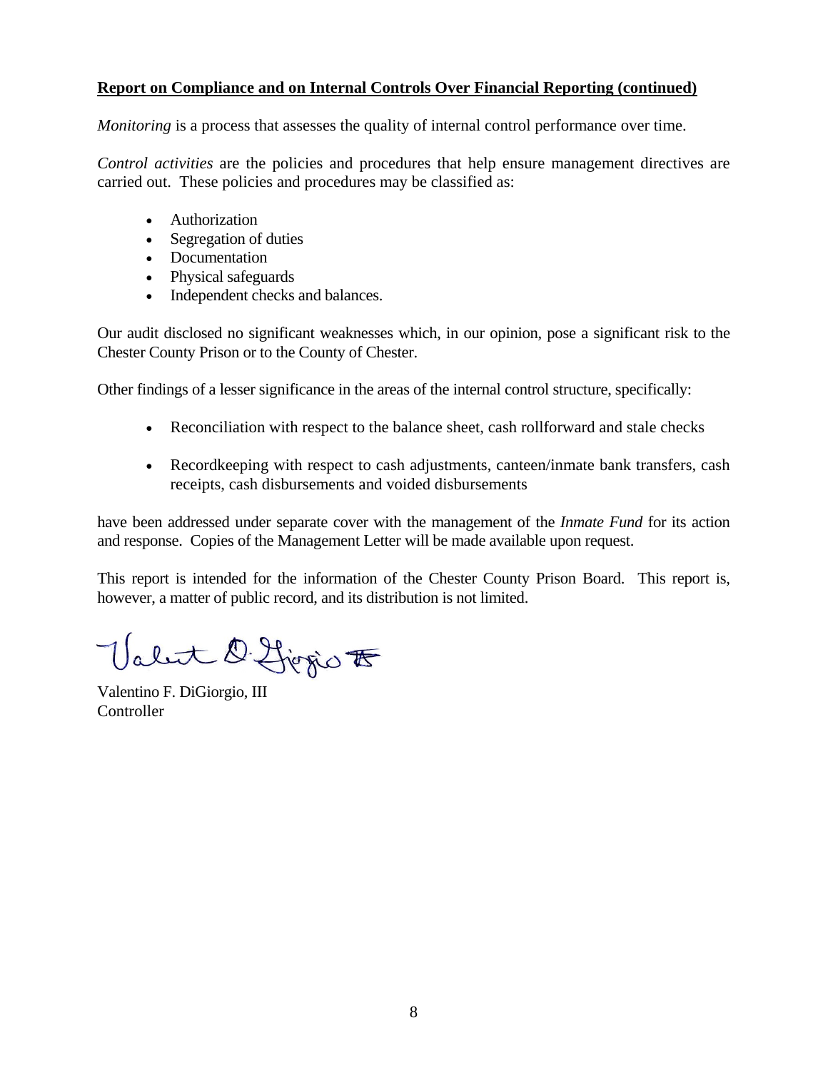**Report on Compliance and on Internal Controls Over Financial Reporting (continued)**

*Monitoring* is a process that assesses the quality of internal control performance over time.

*Control activities* are the policies and procedures that help ensure management directives are carried out. These policies and procedures may be classified as:

- Authorization
- Segregation of duties
- Documentation
- Physical safeguards
- Independent checks and balances.

Our audit disclosed no significant weaknesses which, in our opinion, pose a significant risk to the Chester County Prison or to the County of Chester.

Other findings of a lesser significance in the areas of the internal control structure, specifically:

- Reconciliation with respect to the balance sheet, cash rollforward and stale checks
- Recordkeeping with respect to cash adjustments, canteen/inmate bank transfers, cash receipts, cash disbursements and voided disbursements

have been addressed under separate cover with the management of the *Inmate Fund* for its action and response. Copies of the Management Letter will be made available upon request.

This report is intended for the information of the Chester County Prison Board. This report is, however, a matter of public record, and its distribution is not limited.

Valentino F. DiGiorgio, III
Controller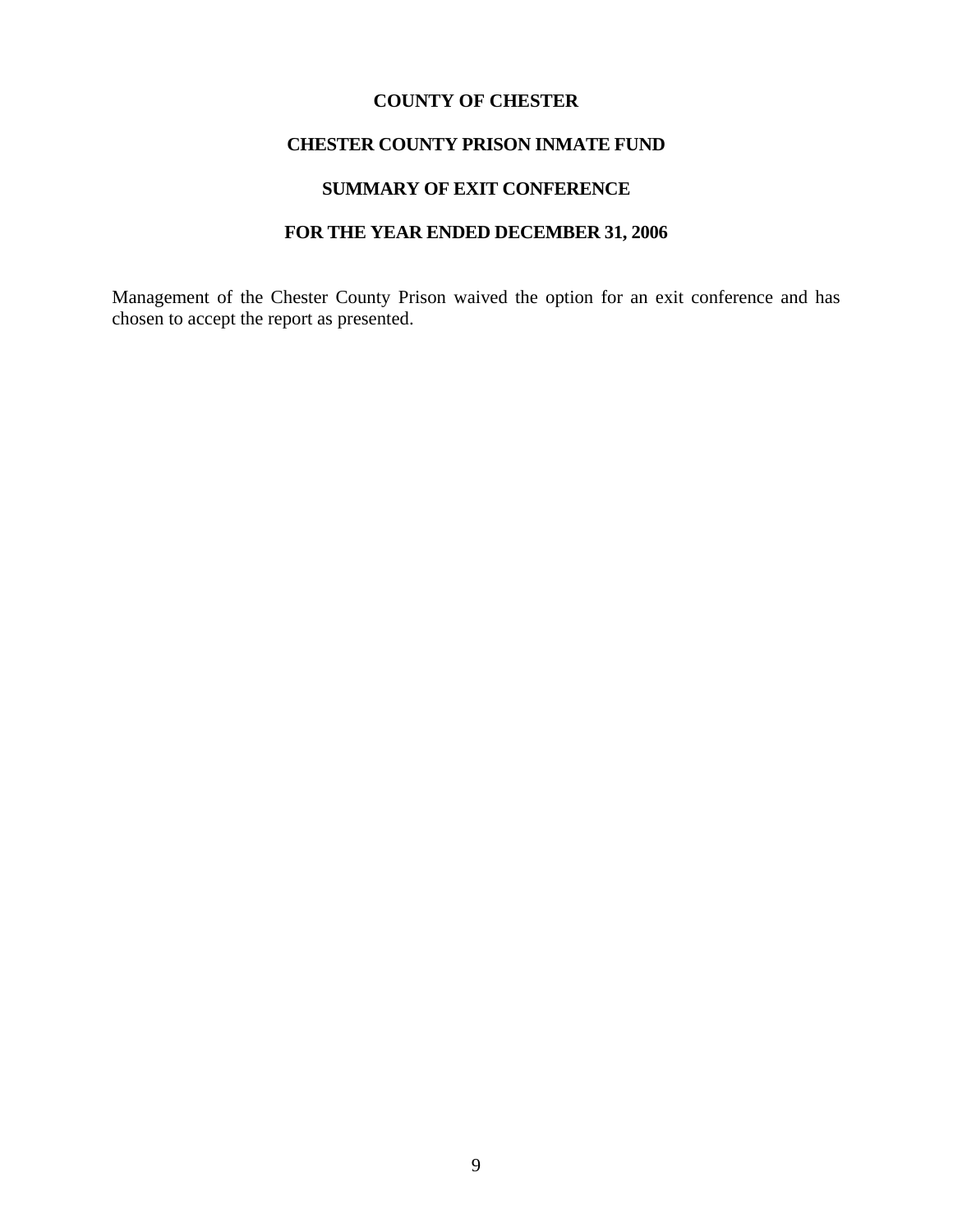# COUNTY OF CHESTER

## CHESTER COUNTY PRISON INMATE FUND

## SUMMARY OF EXIT CONFERENCE

## FOR THE YEAR ENDED DECEMBER 31, 2006

Management of the Chester County Prison waived the option for an exit conference and has chosen to accept the report as presented.